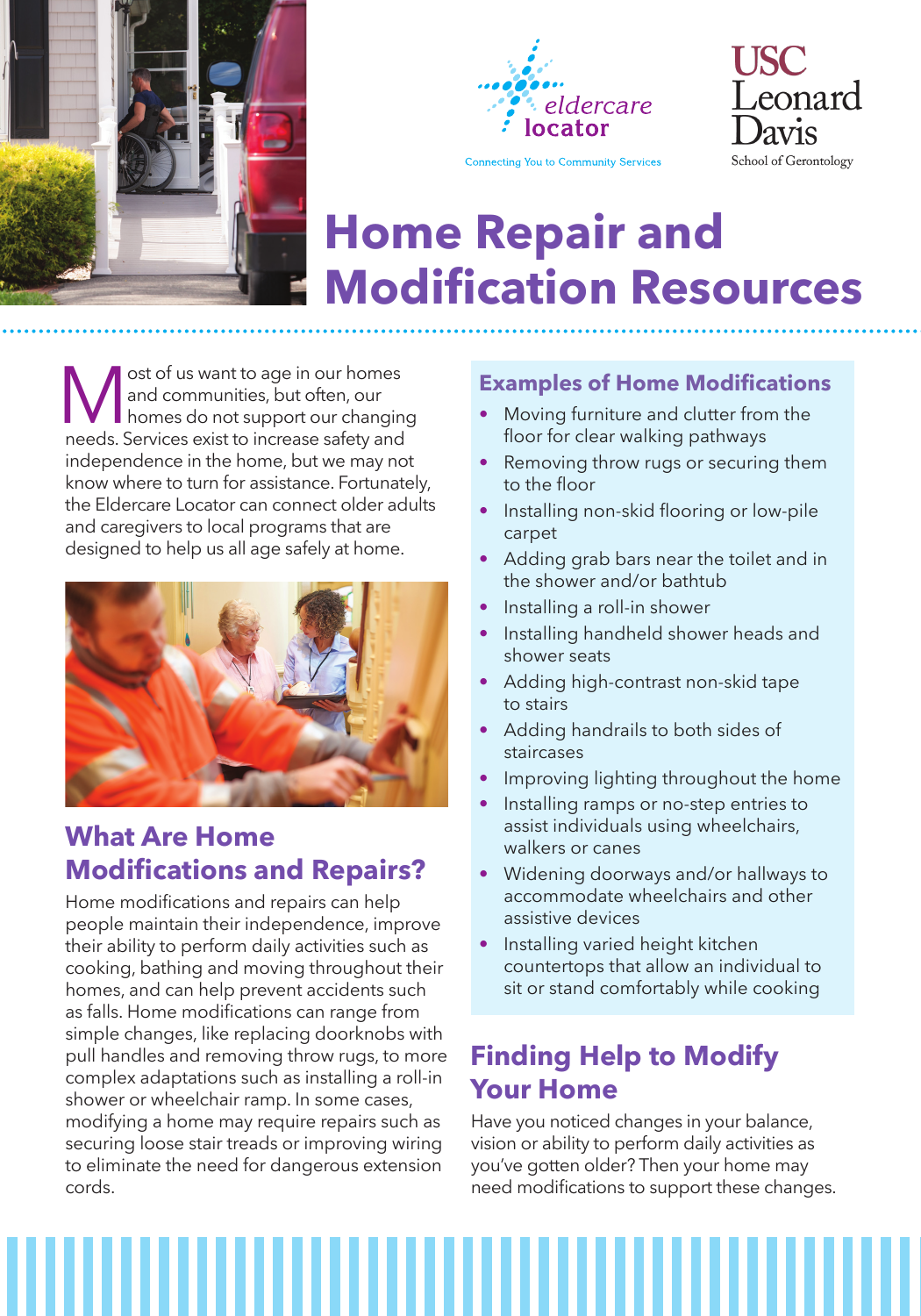eldercare locator

Connecting You to Community Services

USC Leonard Davis School of Gerontology

# Home Repair and Modification Resources

Most of us want to age in our homes and communities, but often, our homes do not support our changing needs. Services exist to increase safety and independence in the home, but we may not know where to turn for assistance. Fortunately, the Eldercare Locator can connect older adults and caregivers to local programs that are designed to help us all age safely at home.

## What Are Home Modifications and Repairs?

Home modifications and repairs can help people maintain their independence, improve their ability to perform daily activities such as cooking, bathing and moving throughout their homes, and can help prevent accidents such as falls. Home modifications can range from simple changes, like replacing doorknobs with pull handles and removing throw rugs, to more complex adaptations such as installing a roll-in shower or wheelchair ramp. In some cases, modifying a home may require repairs such as securing loose stair treads or improving wiring to eliminate the need for dangerous extension cords.

## Examples of Home Modifications

- Moving furniture and clutter from the floor for clear walking pathways
- Removing throw rugs or securing them to the floor
- Installing non-skid flooring or low-pile carpet
- Adding grab bars near the toilet and in the shower and/or bathtub
- Installing a roll-in shower
- Installing handheld shower heads and shower seats
- Adding high-contrast non-skid tape to stairs
- Adding handrails to both sides of staircases
- Improving lighting throughout the home
- Installing ramps or no-step entries to assist individuals using wheelchairs, walkers or canes
- Widening doorways and/or hallways to accommodate wheelchairs and other assistive devices
- Installing varied height kitchen countertops that allow an individual to sit or stand comfortably while cooking

## Finding Help to Modify Your Home

Have you noticed changes in your balance, vision or ability to perform daily activities as you've gotten older? Then your home may need modifications to support these changes.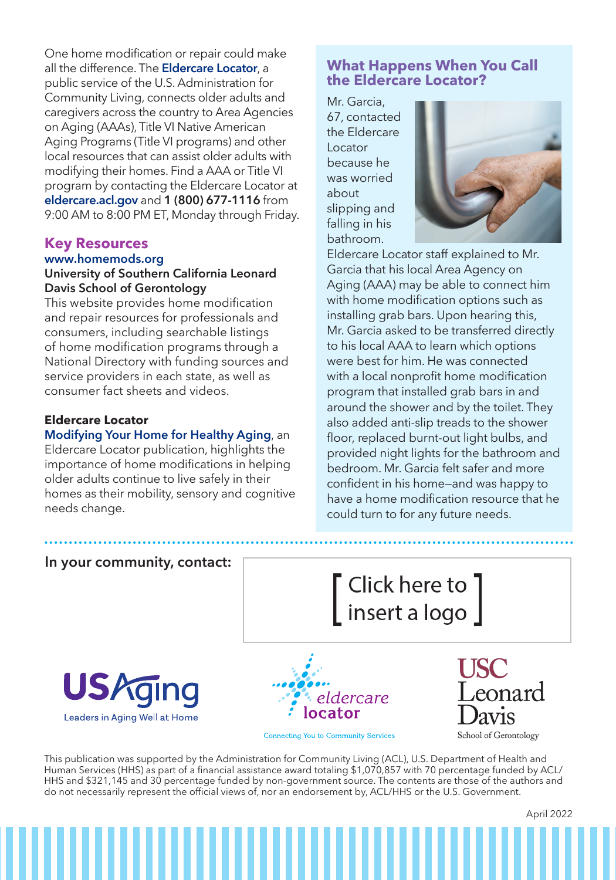One home modification or repair could make all the difference. The **Eldercare Locator**, a public service of the U.S. Administration for Community Living, connects older adults and caregivers across the country to Area Agencies on Aging (AAAs), Title VI Native American Aging Programs (Title VI programs) and other local resources that can assist older adults with modifying their homes. Find a AAA or Title VI program by contacting the Eldercare Locator at **eldercare.acl.gov** and **1 (800) 677-1116** from 9:00 AM to 8:00 PM ET, Monday through Friday.

## Key Resources

**www.homemods.org**

**University of Southern California Leonard Davis School of Gerontology**

This website provides home modification and repair resources for professionals and consumers, including searchable listings of home modification programs through a National Directory with funding sources and service providers in each state, as well as consumer fact sheets and videos.

**Eldercare Locator**

**Modifying Your Home for Healthy Aging**, an Eldercare Locator publication, highlights the importance of home modifications in helping older adults continue to live safely in their homes as their mobility, sensory and cognitive needs change.

## What Happens When You Call the Eldercare Locator?

Mr. Garcia, 67, contacted the Eldercare Locator because he was worried about slipping and falling in his bathroom. Eldercare Locator staff explained to Mr. Garcia that his local Area Agency on Aging (AAA) may be able to connect him with home modification options such as installing grab bars. Upon hearing this, Mr. Garcia asked to be transferred directly to his local AAA to learn which options were best for him. He was connected with a local nonprofit home modification program that installed grab bars in and around the shower and by the toilet. They also added anti-slip treads to the shower floor, replaced burnt-out light bulbs, and provided night lights for the bathroom and bedroom. Mr. Garcia felt safer and more confident in his home—and was happy to have a home modification resource that he could turn to for any future needs.

**In your community, contact:**

[ Click here to insert a logo ]

USAging — Leaders in Aging Well at Home

eldercare locator — Connecting You to Community Services

USC Leonard Davis School of Gerontology

This publication was supported by the Administration for Community Living (ACL), U.S. Department of Health and Human Services (HHS) as part of a financial assistance award totaling $1,070,857 with 70 percentage funded by ACL/HHS and $321,145 and 30 percentage funded by non-government source. The contents are those of the authors and do not necessarily represent the official views of, nor an endorsement by, ACL/HHS or the U.S. Government.

April 2022